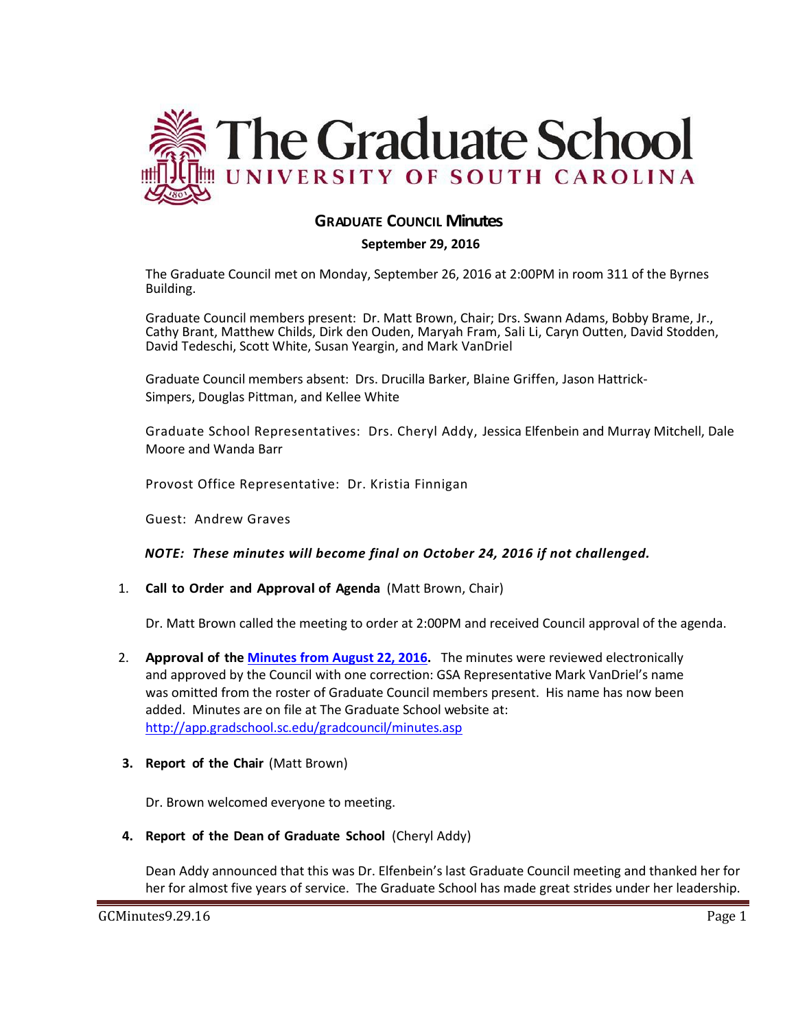# The Graduate School

UNIVERSITY OF SOUTH CAROLINA

## GRADUATE COUNCIL Minutes

**September 29, 2016**

The Graduate Council met on Monday, September 26, 2016 at 2:00PM in room 311 of the Byrnes Building.

Graduate Council members present: Dr. Matt Brown, Chair; Drs. Swann Adams, Bobby Brame, Jr., Cathy Brant, Matthew Childs, Dirk den Ouden, Maryah Fram, Sali Li, Caryn Outten, David Stodden, David Tedeschi, Scott White, Susan Yeargin, and Mark VanDriel

Graduate Council members absent: Drs. Drucilla Barker, Blaine Griffen, Jason Hattrick-Simpers, Douglas Pittman, and Kellee White

Graduate School Representatives: Drs. Cheryl Addy, Jessica Elfenbein and Murray Mitchell, Dale Moore and Wanda Barr

Provost Office Representative: Dr. Kristia Finnigan

Guest: Andrew Graves

***NOTE: These minutes will become final on October 24, 2016 if not challenged.***

1. **Call to Order and Approval of Agenda** (Matt Brown, Chair)

   Dr. Matt Brown called the meeting to order at 2:00PM and received Council approval of the agenda.

2. **Approval of the Minutes from August 22, 2016.** The minutes were reviewed electronically and approved by the Council with one correction: GSA Representative Mark VanDriel's name was omitted from the roster of Graduate Council members present. His name has now been added. Minutes are on file at The Graduate School website at: http://app.gradschool.sc.edu/gradcouncil/minutes.asp

3. **Report of the Chair** (Matt Brown)

   Dr. Brown welcomed everyone to meeting.

4. **Report of the Dean of Graduate School** (Cheryl Addy)

   Dean Addy announced that this was Dr. Elfenbein's last Graduate Council meeting and thanked her for her for almost five years of service. The Graduate School has made great strides under her leadership.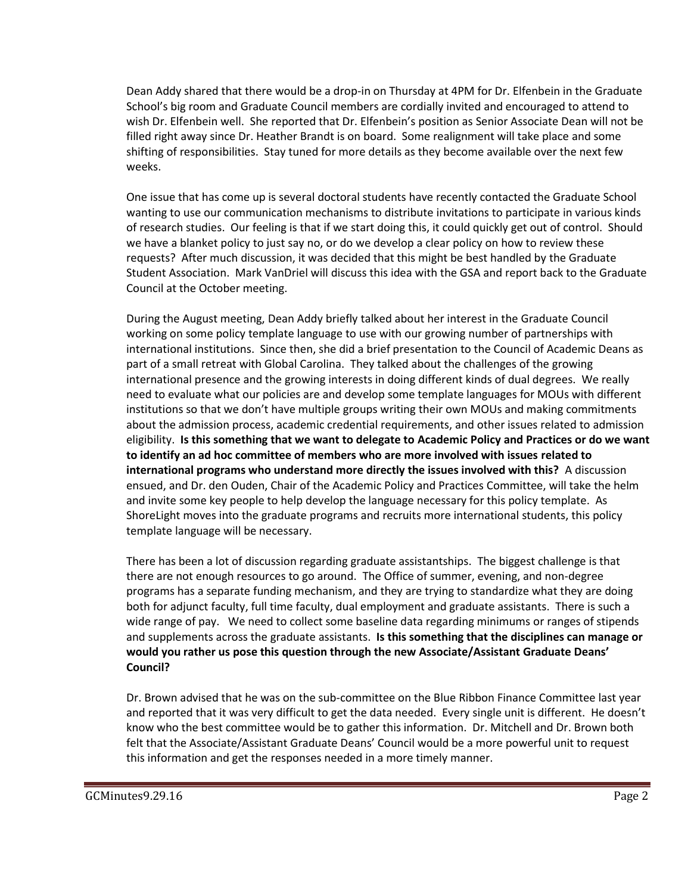Dean Addy shared that there would be a drop-in on Thursday at 4PM for Dr. Elfenbein in the Graduate School's big room and Graduate Council members are cordially invited and encouraged to attend to wish Dr. Elfenbein well. She reported that Dr. Elfenbein's position as Senior Associate Dean will not be filled right away since Dr. Heather Brandt is on board. Some realignment will take place and some shifting of responsibilities. Stay tuned for more details as they become available over the next few weeks.

One issue that has come up is several doctoral students have recently contacted the Graduate School wanting to use our communication mechanisms to distribute invitations to participate in various kinds of research studies. Our feeling is that if we start doing this, it could quickly get out of control. Should we have a blanket policy to just say no, or do we develop a clear policy on how to review these requests? After much discussion, it was decided that this might be best handled by the Graduate Student Association. Mark VanDriel will discuss this idea with the GSA and report back to the Graduate Council at the October meeting.

During the August meeting, Dean Addy briefly talked about her interest in the Graduate Council working on some policy template language to use with our growing number of partnerships with international institutions. Since then, she did a brief presentation to the Council of Academic Deans as part of a small retreat with Global Carolina. They talked about the challenges of the growing international presence and the growing interests in doing different kinds of dual degrees. We really need to evaluate what our policies are and develop some template languages for MOUs with different institutions so that we don't have multiple groups writing their own MOUs and making commitments about the admission process, academic credential requirements, and other issues related to admission eligibility. **Is this something that we want to delegate to Academic Policy and Practices or do we want to identify an ad hoc committee of members who are more involved with issues related to international programs who understand more directly the issues involved with this?** A discussion ensued, and Dr. den Ouden, Chair of the Academic Policy and Practices Committee, will take the helm and invite some key people to help develop the language necessary for this policy template. As ShoreLight moves into the graduate programs and recruits more international students, this policy template language will be necessary.

There has been a lot of discussion regarding graduate assistantships. The biggest challenge is that there are not enough resources to go around. The Office of summer, evening, and non-degree programs has a separate funding mechanism, and they are trying to standardize what they are doing both for adjunct faculty, full time faculty, dual employment and graduate assistants. There is such a wide range of pay. We need to collect some baseline data regarding minimums or ranges of stipends and supplements across the graduate assistants. **Is this something that the disciplines can manage or would you rather us pose this question through the new Associate/Assistant Graduate Deans' Council?**

Dr. Brown advised that he was on the sub-committee on the Blue Ribbon Finance Committee last year and reported that it was very difficult to get the data needed. Every single unit is different. He doesn't know who the best committee would be to gather this information. Dr. Mitchell and Dr. Brown both felt that the Associate/Assistant Graduate Deans' Council would be a more powerful unit to request this information and get the responses needed in a more timely manner.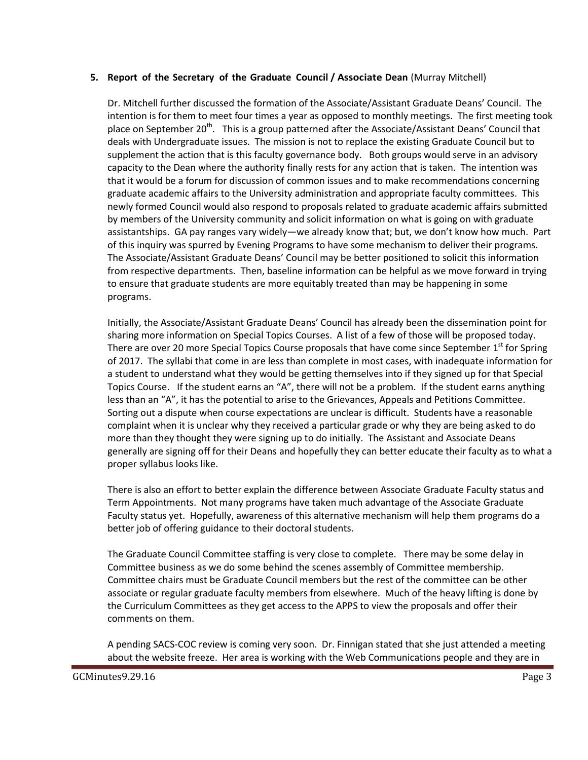5. **Report of the Secretary of the Graduate Council / Associate Dean** (Murray Mitchell)

   Dr. Mitchell further discussed the formation of the Associate/Assistant Graduate Deans' Council. The intention is for them to meet four times a year as opposed to monthly meetings. The first meeting took place on September 20th. This is a group patterned after the Associate/Assistant Deans' Council that deals with Undergraduate issues. The mission is not to replace the existing Graduate Council but to supplement the action that is this faculty governance body. Both groups would serve in an advisory capacity to the Dean where the authority finally rests for any action that is taken. The intention was that it would be a forum for discussion of common issues and to make recommendations concerning graduate academic affairs to the University administration and appropriate faculty committees. This newly formed Council would also respond to proposals related to graduate academic affairs submitted by members of the University community and solicit information on what is going on with graduate assistantships. GA pay ranges vary widely—we already know that; but, we don't know how much. Part of this inquiry was spurred by Evening Programs to have some mechanism to deliver their programs. The Associate/Assistant Graduate Deans' Council may be better positioned to solicit this information from respective departments. Then, baseline information can be helpful as we move forward in trying to ensure that graduate students are more equitably treated than may be happening in some programs.

   Initially, the Associate/Assistant Graduate Deans' Council has already been the dissemination point for sharing more information on Special Topics Courses. A list of a few of those will be proposed today. There are over 20 more Special Topics Course proposals that have come since September 1st for Spring of 2017. The syllabi that come in are less than complete in most cases, with inadequate information for a student to understand what they would be getting themselves into if they signed up for that Special Topics Course. If the student earns an "A", there will not be a problem. If the student earns anything less than an "A", it has the potential to arise to the Grievances, Appeals and Petitions Committee. Sorting out a dispute when course expectations are unclear is difficult. Students have a reasonable complaint when it is unclear why they received a particular grade or why they are being asked to do more than they thought they were signing up to do initially. The Assistant and Associate Deans generally are signing off for their Deans and hopefully they can better educate their faculty as to what a proper syllabus looks like.

   There is also an effort to better explain the difference between Associate Graduate Faculty status and Term Appointments. Not many programs have taken much advantage of the Associate Graduate Faculty status yet. Hopefully, awareness of this alternative mechanism will help them programs do a better job of offering guidance to their doctoral students.

   The Graduate Council Committee staffing is very close to complete. There may be some delay in Committee business as we do some behind the scenes assembly of Committee membership. Committee chairs must be Graduate Council members but the rest of the committee can be other associate or regular graduate faculty members from elsewhere. Much of the heavy lifting is done by the Curriculum Committees as they get access to the APPS to view the proposals and offer their comments on them.

   A pending SACS-COC review is coming very soon. Dr. Finnigan stated that she just attended a meeting about the website freeze. Her area is working with the Web Communications people and they are in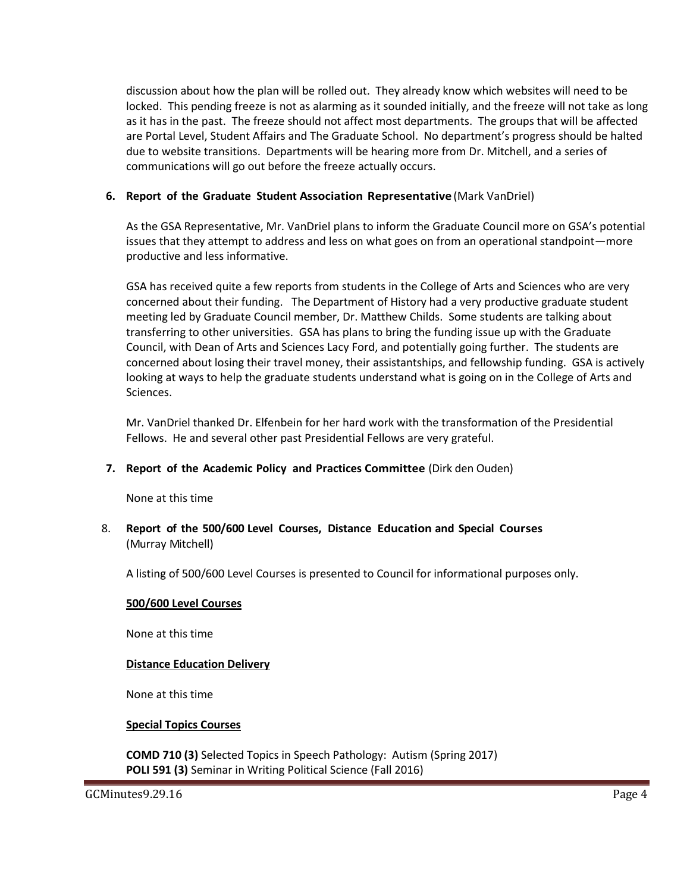discussion about how the plan will be rolled out. They already know which websites will need to be locked. This pending freeze is not as alarming as it sounded initially, and the freeze will not take as long as it has in the past. The freeze should not affect most departments. The groups that will be affected are Portal Level, Student Affairs and The Graduate School. No department's progress should be halted due to website transitions. Departments will be hearing more from Dr. Mitchell, and a series of communications will go out before the freeze actually occurs.

**6. Report of the Graduate Student Association Representative** (Mark VanDriel)

As the GSA Representative, Mr. VanDriel plans to inform the Graduate Council more on GSA's potential issues that they attempt to address and less on what goes on from an operational standpoint—more productive and less informative.

GSA has received quite a few reports from students in the College of Arts and Sciences who are very concerned about their funding. The Department of History had a very productive graduate student meeting led by Graduate Council member, Dr. Matthew Childs. Some students are talking about transferring to other universities. GSA has plans to bring the funding issue up with the Graduate Council, with Dean of Arts and Sciences Lacy Ford, and potentially going further. The students are concerned about losing their travel money, their assistantships, and fellowship funding. GSA is actively looking at ways to help the graduate students understand what is going on in the College of Arts and Sciences.

Mr. VanDriel thanked Dr. Elfenbein for her hard work with the transformation of the Presidential Fellows. He and several other past Presidential Fellows are very grateful.

**7. Report of the Academic Policy and Practices Committee** (Dirk den Ouden)

None at this time

8. **Report of the 500/600 Level Courses, Distance Education and Special Courses** (Murray Mitchell)

A listing of 500/600 Level Courses is presented to Council for informational purposes only.

**500/600 Level Courses**

None at this time

**Distance Education Delivery**

None at this time

**Special Topics Courses**

**COMD 710 (3)** Selected Topics in Speech Pathology: Autism (Spring 2017)
**POLI 591 (3)** Seminar in Writing Political Science (Fall 2016)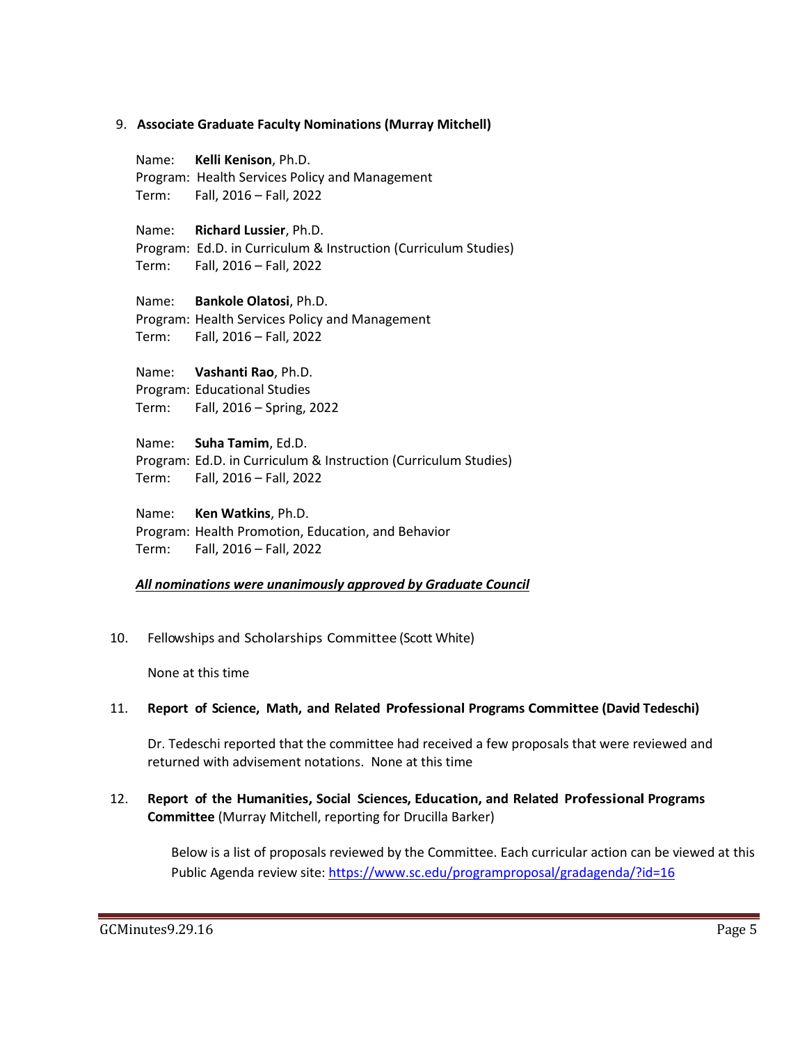9. **Associate Graduate Faculty Nominations (Murray Mitchell)**

Name: **Kelli Kenison**, Ph.D.
Program: Health Services Policy and Management
Term: Fall, 2016 – Fall, 2022

Name: **Richard Lussier**, Ph.D.
Program: Ed.D. in Curriculum & Instruction (Curriculum Studies)
Term: Fall, 2016 – Fall, 2022

Name: **Bankole Olatosi**, Ph.D.
Program: Health Services Policy and Management
Term: Fall, 2016 – Fall, 2022

Name: **Vashanti Rao**, Ph.D.
Program: Educational Studies
Term: Fall, 2016 – Spring, 2022

Name: **Suha Tamim**, Ed.D.
Program: Ed.D. in Curriculum & Instruction (Curriculum Studies)
Term: Fall, 2016 – Fall, 2022

Name: **Ken Watkins**, Ph.D.
Program: Health Promotion, Education, and Behavior
Term: Fall, 2016 – Fall, 2022

***All nominations were unanimously approved by Graduate Council***

10. Fellowships and Scholarships Committee (Scott White)

None at this time

11. **Report of Science, Math, and Related Professional Programs Committee (David Tedeschi)**

Dr. Tedeschi reported that the committee had received a few proposals that were reviewed and returned with advisement notations. None at this time

12. **Report of the Humanities, Social Sciences, Education, and Related Professional Programs Committee** (Murray Mitchell, reporting for Drucilla Barker)

Below is a list of proposals reviewed by the Committee. Each curricular action can be viewed at this Public Agenda review site: https://www.sc.edu/programproposal/gradagenda/?id=16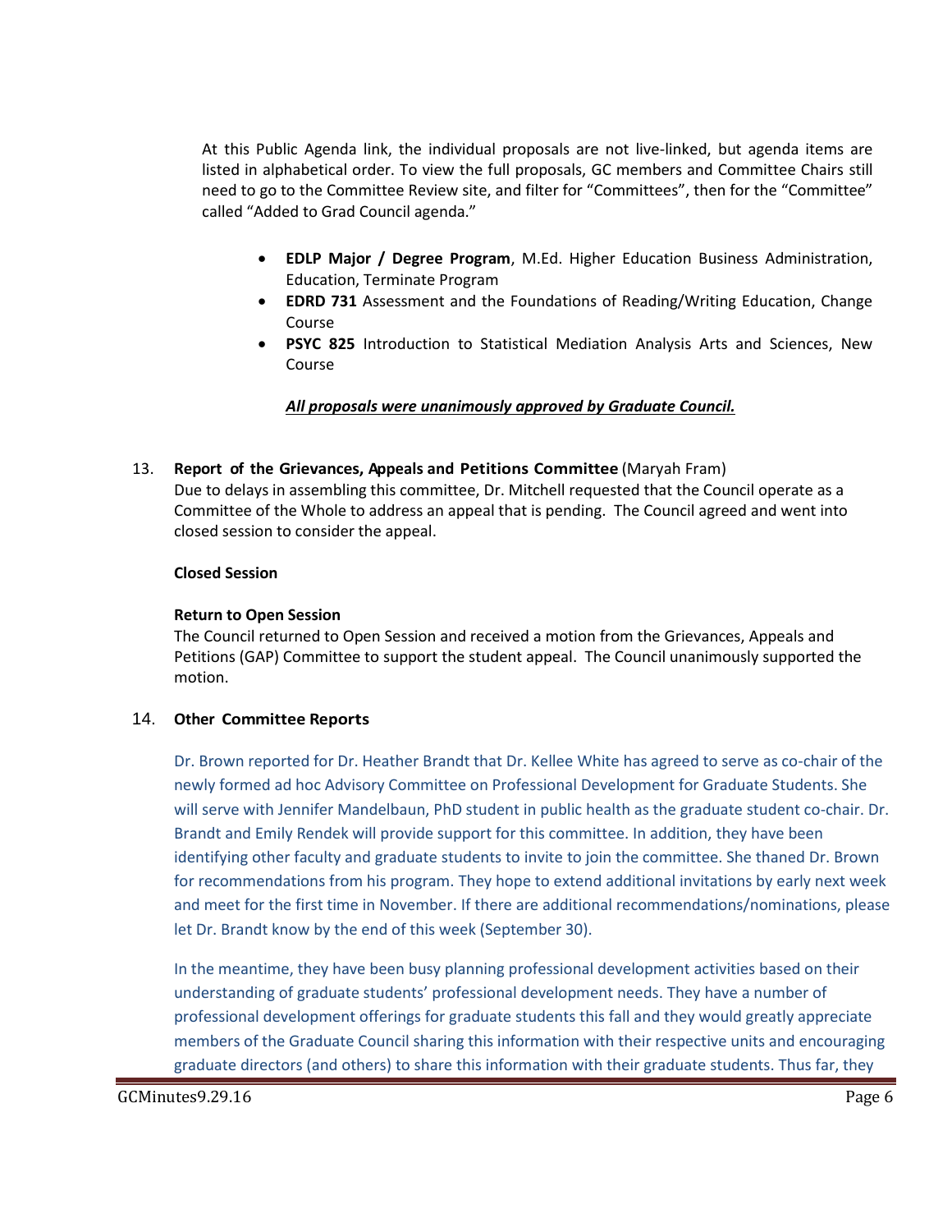At this Public Agenda link, the individual proposals are not live-linked, but agenda items are listed in alphabetical order. To view the full proposals, GC members and Committee Chairs still need to go to the Committee Review site, and filter for "Committees", then for the "Committee" called "Added to Grad Council agenda."

- **EDLP Major / Degree Program**, M.Ed. Higher Education Business Administration, Education, Terminate Program
- **EDRD 731** Assessment and the Foundations of Reading/Writing Education, Change Course
- **PSYC 825** Introduction to Statistical Mediation Analysis Arts and Sciences, New Course

***All proposals were unanimously approved by Graduate Council.***

13. **Report of the Grievances, Appeals and Petitions Committee** (Maryah Fram)
Due to delays in assembling this committee, Dr. Mitchell requested that the Council operate as a Committee of the Whole to address an appeal that is pending. The Council agreed and went into closed session to consider the appeal.

**Closed Session**

**Return to Open Session**
The Council returned to Open Session and received a motion from the Grievances, Appeals and Petitions (GAP) Committee to support the student appeal. The Council unanimously supported the motion.

14. **Other Committee Reports**

Dr. Brown reported for Dr. Heather Brandt that Dr. Kellee White has agreed to serve as co-chair of the newly formed ad hoc Advisory Committee on Professional Development for Graduate Students. She will serve with Jennifer Mandelbaun, PhD student in public health as the graduate student co-chair. Dr. Brandt and Emily Rendek will provide support for this committee. In addition, they have been identifying other faculty and graduate students to invite to join the committee. She thaned Dr. Brown for recommendations from his program. They hope to extend additional invitations by early next week and meet for the first time in November. If there are additional recommendations/nominations, please let Dr. Brandt know by the end of this week (September 30).

In the meantime, they have been busy planning professional development activities based on their understanding of graduate students' professional development needs. They have a number of professional development offerings for graduate students this fall and they would greatly appreciate members of the Graduate Council sharing this information with their respective units and encouraging graduate directors (and others) to share this information with their graduate students. Thus far, they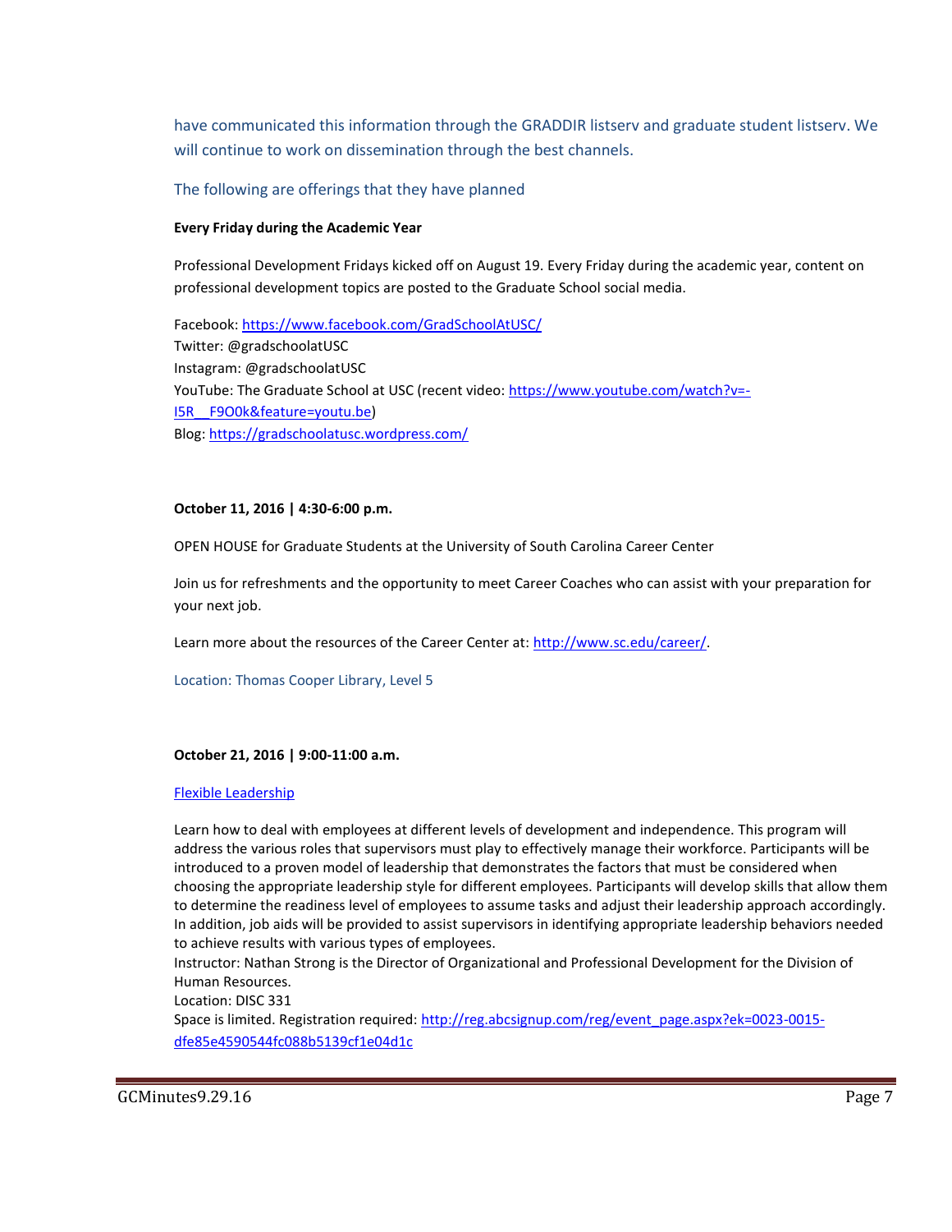have communicated this information through the GRADDIR listserv and graduate student listserv. We will continue to work on dissemination through the best channels.

The following are offerings that they have planned

**Every Friday during the Academic Year**

Professional Development Fridays kicked off on August 19. Every Friday during the academic year, content on professional development topics are posted to the Graduate School social media.

Facebook: https://www.facebook.com/GradSchoolAtUSC/
Twitter: @gradschoolatUSC
Instagram: @gradschoolatUSC
YouTube: The Graduate School at USC (recent video: https://www.youtube.com/watch?v=-I5R__F9O0k&feature=youtu.be)
Blog: https://gradschoolatusc.wordpress.com/

**October 11, 2016 | 4:30-6:00 p.m.**

OPEN HOUSE for Graduate Students at the University of South Carolina Career Center

Join us for refreshments and the opportunity to meet Career Coaches who can assist with your preparation for your next job.

Learn more about the resources of the Career Center at: http://www.sc.edu/career/.

Location: Thomas Cooper Library, Level 5

**October 21, 2016 | 9:00-11:00 a.m.**

Flexible Leadership

Learn how to deal with employees at different levels of development and independence. This program will address the various roles that supervisors must play to effectively manage their workforce. Participants will be introduced to a proven model of leadership that demonstrates the factors that must be considered when choosing the appropriate leadership style for different employees. Participants will develop skills that allow them to determine the readiness level of employees to assume tasks and adjust their leadership approach accordingly. In addition, job aids will be provided to assist supervisors in identifying appropriate leadership behaviors needed to achieve results with various types of employees.
Instructor: Nathan Strong is the Director of Organizational and Professional Development for the Division of Human Resources.
Location: DISC 331
Space is limited. Registration required: http://reg.abcsignup.com/reg/event_page.aspx?ek=0023-0015-dfe85e4590544fc088b5139cf1e04d1c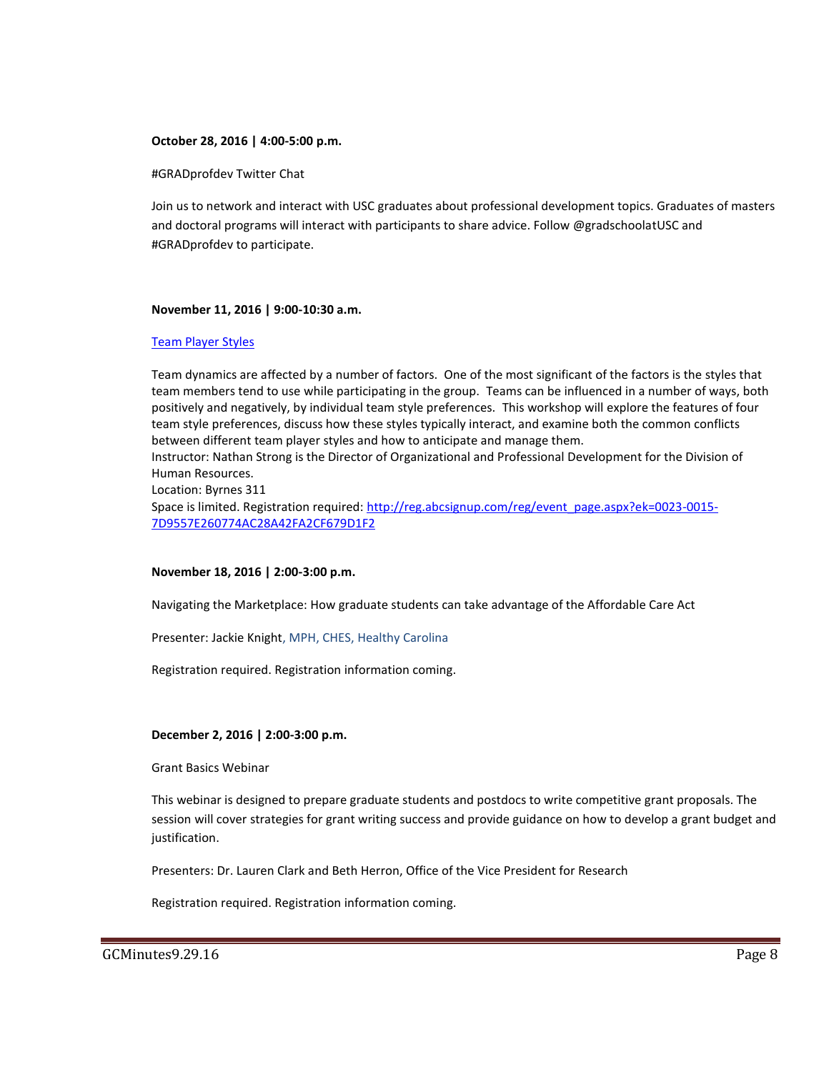**October 28, 2016 | 4:00-5:00 p.m.**

#GRADprofdev Twitter Chat

Join us to network and interact with USC graduates about professional development topics. Graduates of masters and doctoral programs will interact with participants to share advice. Follow @gradschoolatUSC and #GRADprofdev to participate.

**November 11, 2016 | 9:00-10:30 a.m.**

Team Player Styles

Team dynamics are affected by a number of factors. One of the most significant of the factors is the styles that team members tend to use while participating in the group. Teams can be influenced in a number of ways, both positively and negatively, by individual team style preferences. This workshop will explore the features of four team style preferences, discuss how these styles typically interact, and examine both the common conflicts between different team player styles and how to anticipate and manage them.
Instructor: Nathan Strong is the Director of Organizational and Professional Development for the Division of Human Resources.
Location: Byrnes 311
Space is limited. Registration required: http://reg.abcsignup.com/reg/event_page.aspx?ek=0023-0015-7D9557E260774AC28A42FA2CF679D1F2

**November 18, 2016 | 2:00-3:00 p.m.**

Navigating the Marketplace: How graduate students can take advantage of the Affordable Care Act

Presenter: Jackie Knight, MPH, CHES, Healthy Carolina

Registration required. Registration information coming.

**December 2, 2016 | 2:00-3:00 p.m.**

Grant Basics Webinar

This webinar is designed to prepare graduate students and postdocs to write competitive grant proposals. The session will cover strategies for grant writing success and provide guidance on how to develop a grant budget and justification.

Presenters: Dr. Lauren Clark and Beth Herron, Office of the Vice President for Research

Registration required. Registration information coming.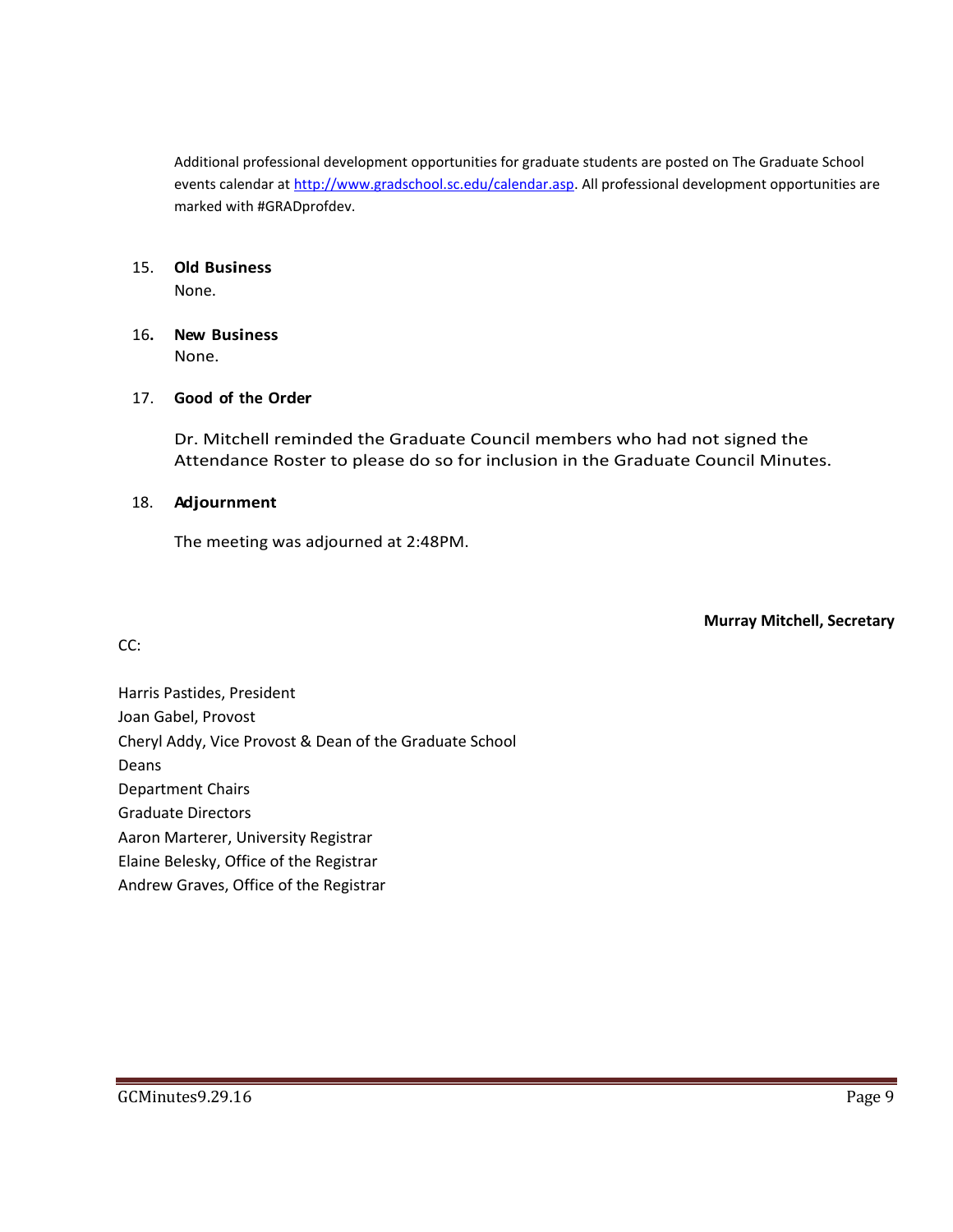Additional professional development opportunities for graduate students are posted on The Graduate School events calendar at http://www.gradschool.sc.edu/calendar.asp. All professional development opportunities are marked with #GRADprofdev.

15. **Old Business**

    None.

16. **New Business**

    None.

17. **Good of the Order**

    Dr. Mitchell reminded the Graduate Council members who had not signed the Attendance Roster to please do so for inclusion in the Graduate Council Minutes.

18. **Adjournment**

    The meeting was adjourned at 2:48PM.

**Murray Mitchell, Secretary**

CC:

Harris Pastides, President
Joan Gabel, Provost
Cheryl Addy, Vice Provost & Dean of the Graduate School
Deans
Department Chairs
Graduate Directors
Aaron Marterer, University Registrar
Elaine Belesky, Office of the Registrar
Andrew Graves, Office of the Registrar